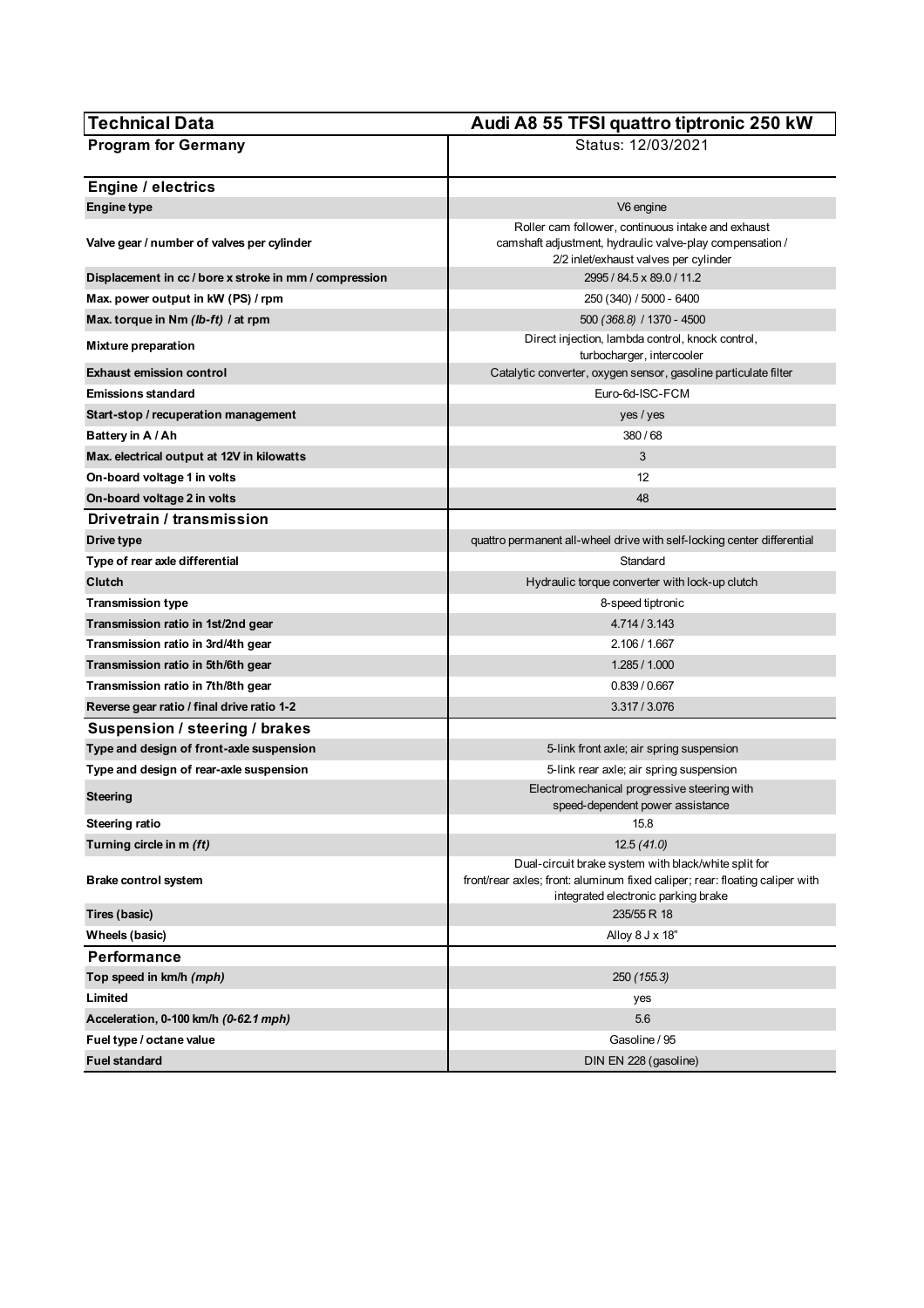| Technical Data | Audi A8 55 TFSI quattro tiptronic 250 kW |
|---|---|
| **Program for Germany** | Status: 12/03/2021 |
| **Engine / electrics** | |
| **Engine type** | V6 engine |
| **Valve gear / number of valves per cylinder** | Roller cam follower, continuous intake and exhaust camshaft adjustment, hydraulic valve-play compensation / 2/2 inlet/exhaust valves per cylinder |
| **Displacement in cc / bore x stroke in mm / compression** | 2995 / 84.5 x 89.0 / 11.2 |
| **Max. power output in kW (PS) / rpm** | 250 (340) / 5000 - 6400 |
| **Max. torque in Nm *(lb-ft)* / at rpm** | 500 *(368.8)* / 1370 - 4500 |
| **Mixture preparation** | Direct injection, lambda control, knock control, turbocharger, intercooler |
| **Exhaust emission control** | Catalytic converter, oxygen sensor, gasoline particulate filter |
| **Emissions standard** | Euro-6d-ISC-FCM |
| **Start-stop / recuperation management** | yes / yes |
| **Battery in A / Ah** | 380 / 68 |
| **Max. electrical output at 12V in kilowatts** | 3 |
| **On-board voltage 1 in volts** | 12 |
| **On-board voltage 2 in volts** | 48 |
| **Drivetrain / transmission** | |
| **Drive type** | quattro permanent all-wheel drive with self-locking center differential |
| **Type of rear axle differential** | Standard |
| **Clutch** | Hydraulic torque converter with lock-up clutch |
| **Transmission type** | 8-speed tiptronic |
| **Transmission ratio in 1st/2nd gear** | 4.714 / 3.143 |
| **Transmission ratio in 3rd/4th gear** | 2.106 / 1.667 |
| **Transmission ratio in 5th/6th gear** | 1.285 / 1.000 |
| **Transmission ratio in 7th/8th gear** | 0.839 / 0.667 |
| **Reverse gear ratio / final drive ratio 1-2** | 3.317 / 3.076 |
| **Suspension / steering / brakes** | |
| **Type and design of front-axle suspension** | 5-link front axle; air spring suspension |
| **Type and design of rear-axle suspension** | 5-link rear axle; air spring suspension |
| **Steering** | Electromechanical progressive steering with speed-dependent power assistance |
| **Steering ratio** | 15.8 |
| **Turning circle in m *(ft)*** | 12.5 *(41.0)* |
| **Brake control system** | Dual-circuit brake system with black/white split for front/rear axles; front: aluminum fixed caliper; rear: floating caliper with integrated electronic parking brake |
| **Tires (basic)** | 235/55 R 18 |
| **Wheels (basic)** | Alloy 8 J x 18" |
| **Performance** | |
| **Top speed in km/h *(mph)*** | *250 (155.3)* |
| **Limited** | yes |
| **Acceleration, 0-100 km/h *(0-62.1 mph)*** | 5.6 |
| **Fuel type / octane value** | Gasoline / 95 |
| **Fuel standard** | DIN EN 228 (gasoline) |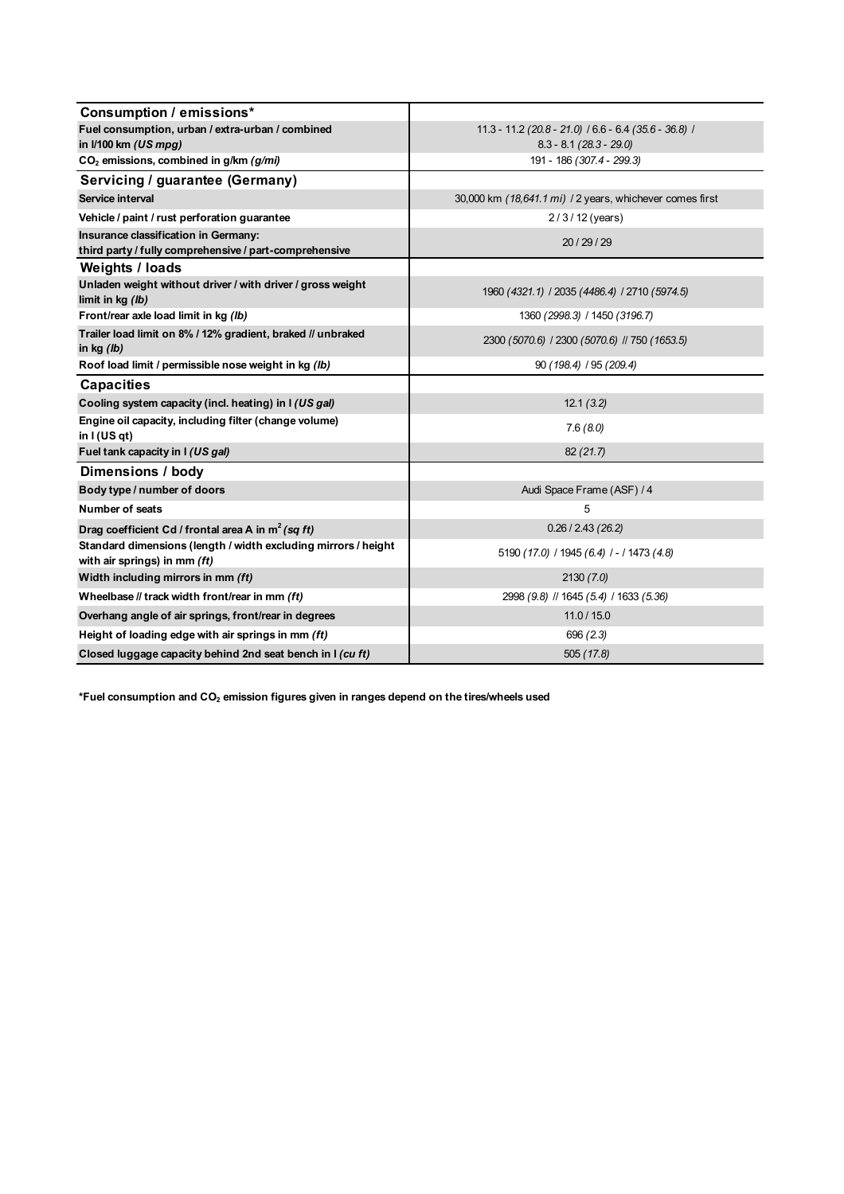| | |
|---|---|
| **Consumption / emissions*** | |
| **Fuel consumption, urban / extra-urban / combined in l/100 km *(US mpg)*** | 11.3 - 11.2 *(20.8 - 21.0)* / 6.6 - 6.4 *(35.6 - 36.8)* / 8.3 - 8.1 *(28.3 - 29.0)* |
| **$CO_2$ emissions, combined in g/km *(g/mi)*** | 191 - 186 *(307.4 - 299.3)* |
| **Servicing / guarantee (Germany)** | |
| **Service interval** | 30,000 km *(18,641.1 mi)* / 2 years, whichever comes first |
| **Vehicle / paint / rust perforation guarantee** | 2 / 3 / 12 (years) |
| **Insurance classification in Germany: third party / fully comprehensive / part-comprehensive** | 20 / 29 / 29 |
| **Weights / loads** | |
| **Unladen weight without driver / with driver / gross weight limit in kg *(lb)*** | 1960 *(4321.1)* / 2035 *(4486.4)* / 2710 *(5974.5)* |
| **Front/rear axle load limit in kg *(lb)*** | 1360 *(2998.3)* / 1450 *(3196.7)* |
| **Trailer load limit on 8% / 12% gradient, braked // unbraked in kg *(lb)*** | 2300 *(5070.6)* / 2300 *(5070.6)* // 750 *(1653.5)* |
| **Roof load limit / permissible nose weight in kg *(lb)*** | 90 *(198.4)* / 95 *(209.4)* |
| **Capacities** | |
| **Cooling system capacity (incl. heating) in l *(US gal)*** | 12.1 *(3.2)* |
| **Engine oil capacity, including filter (change volume) in l (US qt)** | 7.6 *(8.0)* |
| **Fuel tank capacity in l *(US gal)*** | 82 *(21.7)* |
| **Dimensions / body** | |
| **Body type / number of doors** | Audi Space Frame (ASF) / 4 |
| **Number of seats** | 5 |
| **Drag coefficient Cd / frontal area A in $m^2$ *(sq ft)*** | 0.26 / 2.43 *(26.2)* |
| **Standard dimensions (length / width excluding mirrors / height with air springs) in mm *(ft)*** | 5190 *(17.0)* / 1945 *(6.4)* / - / 1473 *(4.8)* |
| **Width including mirrors in mm *(ft)*** | 2130 *(7.0)* |
| **Wheelbase // track width front/rear in mm *(ft)*** | 2998 *(9.8)* // 1645 *(5.4)* / 1633 *(5.36)* |
| **Overhang angle of air springs, front/rear in degrees** | 11.0 / 15.0 |
| **Height of loading edge with air springs in mm *(ft)*** | 696 *(2.3)* |
| **Closed luggage capacity behind 2nd seat bench in l *(cu ft)*** | 505 *(17.8)* |

***Fuel consumption and $CO_2$ emission figures given in ranges depend on the tires/wheels used**